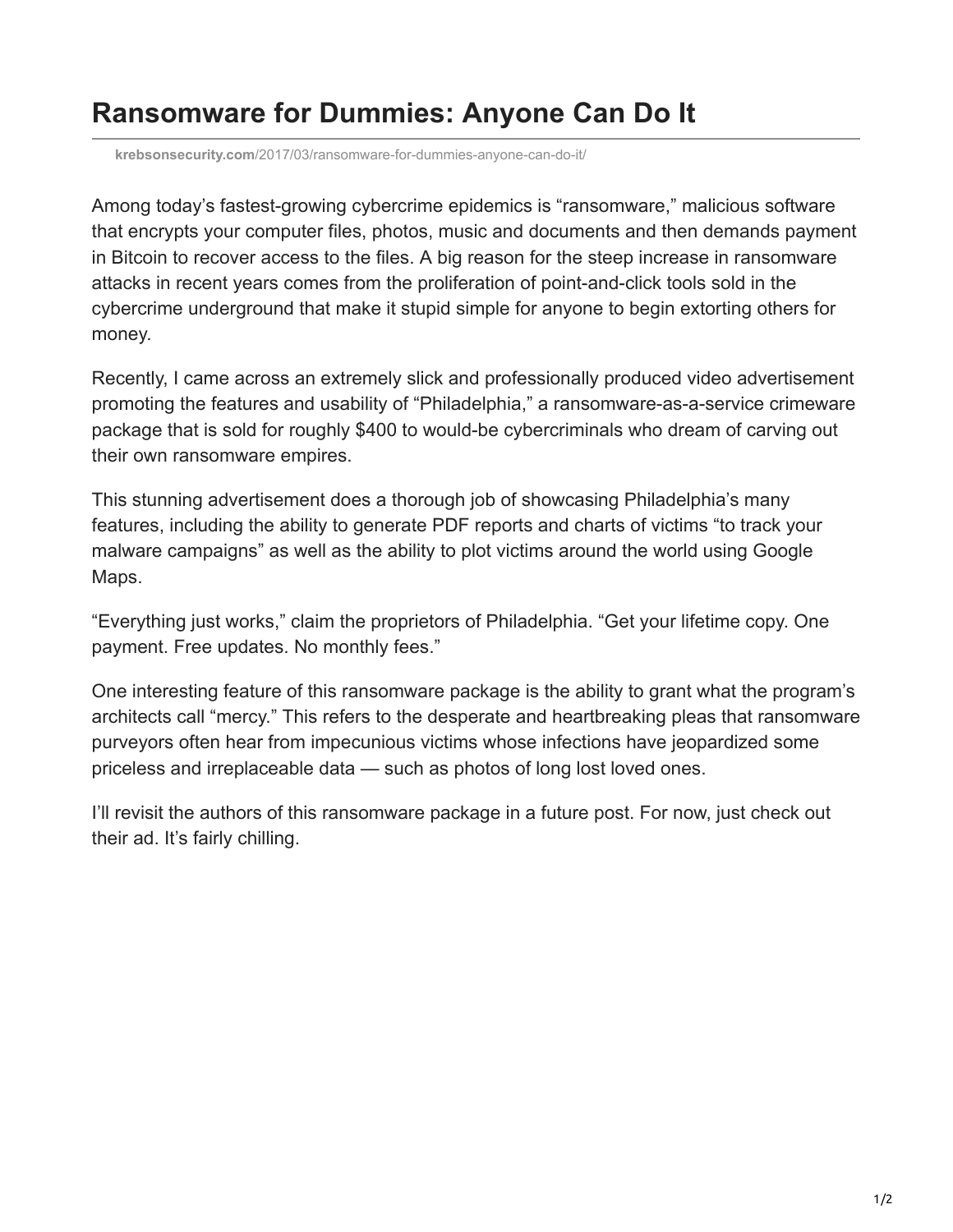# Ransomware for Dummies: Anyone Can Do It

krebsonsecurity.com/2017/03/ransomware-for-dummies-anyone-can-do-it/

Among today's fastest-growing cybercrime epidemics is "ransomware," malicious software that encrypts your computer files, photos, music and documents and then demands payment in Bitcoin to recover access to the files. A big reason for the steep increase in ransomware attacks in recent years comes from the proliferation of point-and-click tools sold in the cybercrime underground that make it stupid simple for anyone to begin extorting others for money.

Recently, I came across an extremely slick and professionally produced video advertisement promoting the features and usability of "Philadelphia," a ransomware-as-a-service crimeware package that is sold for roughly $400 to would-be cybercriminals who dream of carving out their own ransomware empires.

This stunning advertisement does a thorough job of showcasing Philadelphia's many features, including the ability to generate PDF reports and charts of victims "to track your malware campaigns" as well as the ability to plot victims around the world using Google Maps.

"Everything just works," claim the proprietors of Philadelphia. "Get your lifetime copy. One payment. Free updates. No monthly fees."

One interesting feature of this ransomware package is the ability to grant what the program's architects call "mercy." This refers to the desperate and heartbreaking pleas that ransomware purveyors often hear from impecunious victims whose infections have jeopardized some priceless and irreplaceable data — such as photos of long lost loved ones.

I'll revisit the authors of this ransomware package in a future post. For now, just check out their ad. It's fairly chilling.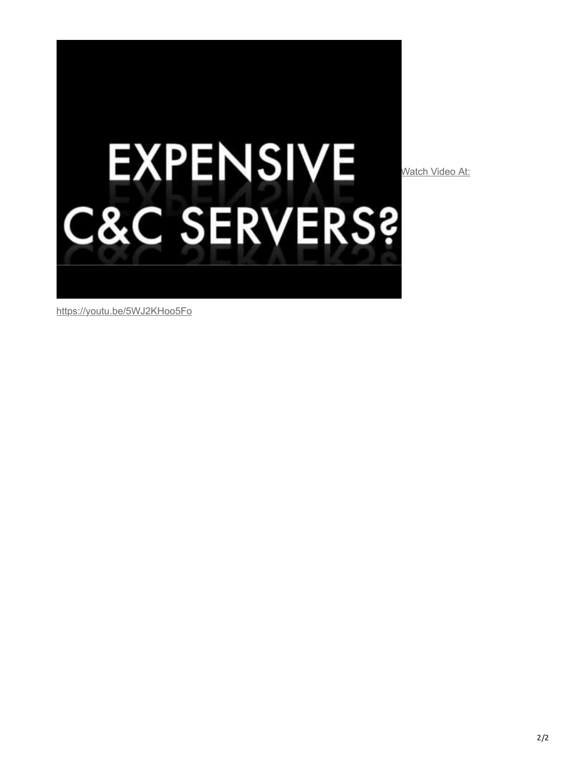EXPENSIVE C&C SERVERS?

Watch Video At:

https://youtu.be/5WJ2KHoo5Fo